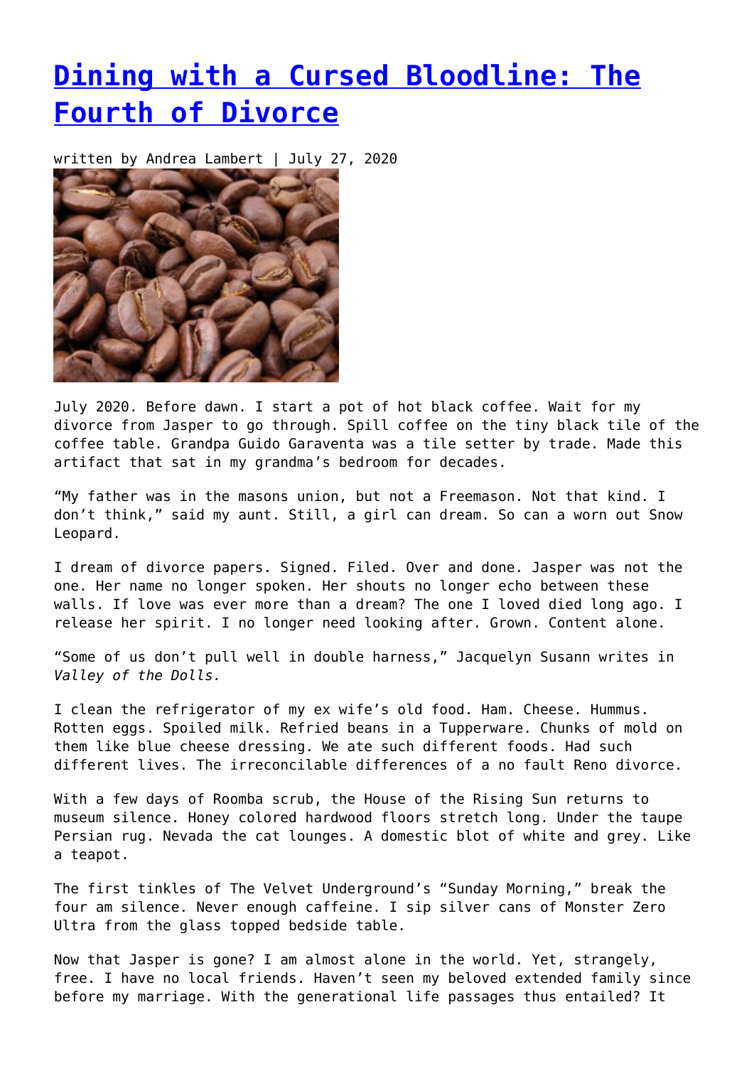# [Dining with a Cursed Bloodline: The Fourth of Divorce]

written by Andrea Lambert | July 27, 2020

July 2020. Before dawn. I start a pot of hot black coffee. Wait for my divorce from Jasper to go through. Spill coffee on the tiny black tile of the coffee table. Grandpa Guido Garaventa was a tile setter by trade. Made this artifact that sat in my grandma's bedroom for decades.

"My father was in the masons union, but not a Freemason. Not that kind. I don't think," said my aunt. Still, a girl can dream. So can a worn out Snow Leopard.

I dream of divorce papers. Signed. Filed. Over and done. Jasper was not the one. Her name no longer spoken. Her shouts no longer echo between these walls. If love was ever more than a dream? The one I loved died long ago. I release her spirit. I no longer need looking after. Grown. Content alone.

"Some of us don't pull well in double harness," Jacquelyn Susann writes in *Valley of the Dolls.*

I clean the refrigerator of my ex wife's old food. Ham. Cheese. Hummus. Rotten eggs. Spoiled milk. Refried beans in a Tupperware. Chunks of mold on them like blue cheese dressing. We ate such different foods. Had such different lives. The irreconcilable differences of a no fault Reno divorce.

With a few days of Roomba scrub, the House of the Rising Sun returns to museum silence. Honey colored hardwood floors stretch long. Under the taupe Persian rug. Nevada the cat lounges. A domestic blot of white and grey. Like a teapot.

The first tinkles of The Velvet Underground's "Sunday Morning," break the four am silence. Never enough caffeine. I sip silver cans of Monster Zero Ultra from the glass topped bedside table.

Now that Jasper is gone? I am almost alone in the world. Yet, strangely, free. I have no local friends. Haven't seen my beloved extended family since before my marriage. With the generational life passages thus entailed? It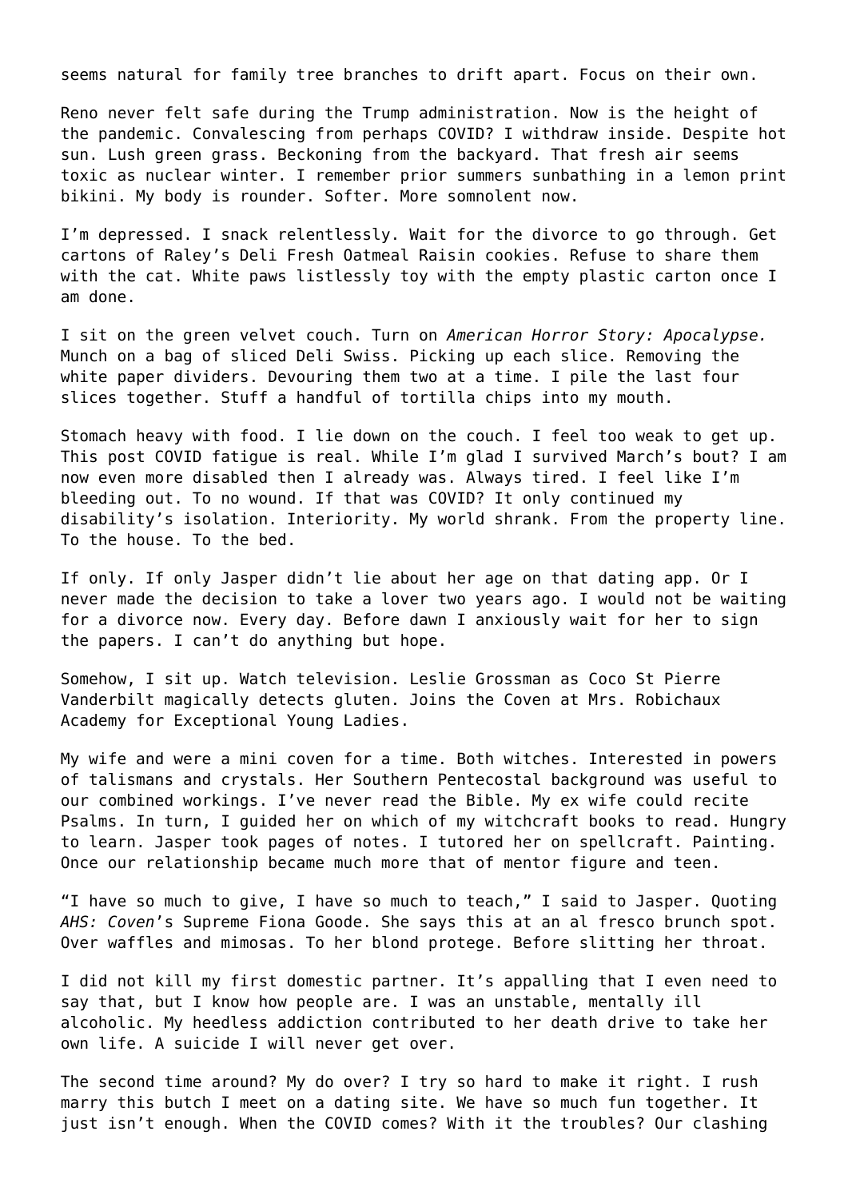seems natural for family tree branches to drift apart. Focus on their own.

Reno never felt safe during the Trump administration. Now is the height of the pandemic. Convalescing from perhaps COVID? I withdraw inside. Despite hot sun. Lush green grass. Beckoning from the backyard. That fresh air seems toxic as nuclear winter. I remember prior summers sunbathing in a lemon print bikini. My body is rounder. Softer. More somnolent now.

I'm depressed. I snack relentlessly. Wait for the divorce to go through. Get cartons of Raley's Deli Fresh Oatmeal Raisin cookies. Refuse to share them with the cat. White paws listlessly toy with the empty plastic carton once I am done.

I sit on the green velvet couch. Turn on *American Horror Story: Apocalypse.* Munch on a bag of sliced Deli Swiss. Picking up each slice. Removing the white paper dividers. Devouring them two at a time. I pile the last four slices together. Stuff a handful of tortilla chips into my mouth.

Stomach heavy with food. I lie down on the couch. I feel too weak to get up. This post COVID fatigue is real. While I'm glad I survived March's bout? I am now even more disabled then I already was. Always tired. I feel like I'm bleeding out. To no wound. If that was COVID? It only continued my disability's isolation. Interiority. My world shrank. From the property line. To the house. To the bed.

If only. If only Jasper didn't lie about her age on that dating app. Or I never made the decision to take a lover two years ago. I would not be waiting for a divorce now. Every day. Before dawn I anxiously wait for her to sign the papers. I can't do anything but hope.

Somehow, I sit up. Watch television. Leslie Grossman as Coco St Pierre Vanderbilt magically detects gluten. Joins the Coven at Mrs. Robichaux Academy for Exceptional Young Ladies.

My wife and were a mini coven for a time. Both witches. Interested in powers of talismans and crystals. Her Southern Pentecostal background was useful to our combined workings. I've never read the Bible. My ex wife could recite Psalms. In turn, I guided her on which of my witchcraft books to read. Hungry to learn. Jasper took pages of notes. I tutored her on spellcraft. Painting. Once our relationship became much more that of mentor figure and teen.

"I have so much to give, I have so much to teach," I said to Jasper. Quoting *AHS: Coven*'s Supreme Fiona Goode. She says this at an al fresco brunch spot. Over waffles and mimosas. To her blond protege. Before slitting her throat.

I did not kill my first domestic partner. It's appalling that I even need to say that, but I know how people are. I was an unstable, mentally ill alcoholic. My heedless addiction contributed to her death drive to take her own life. A suicide I will never get over.

The second time around? My do over? I try so hard to make it right. I rush marry this butch I meet on a dating site. We have so much fun together. It just isn't enough. When the COVID comes? With it the troubles? Our clashing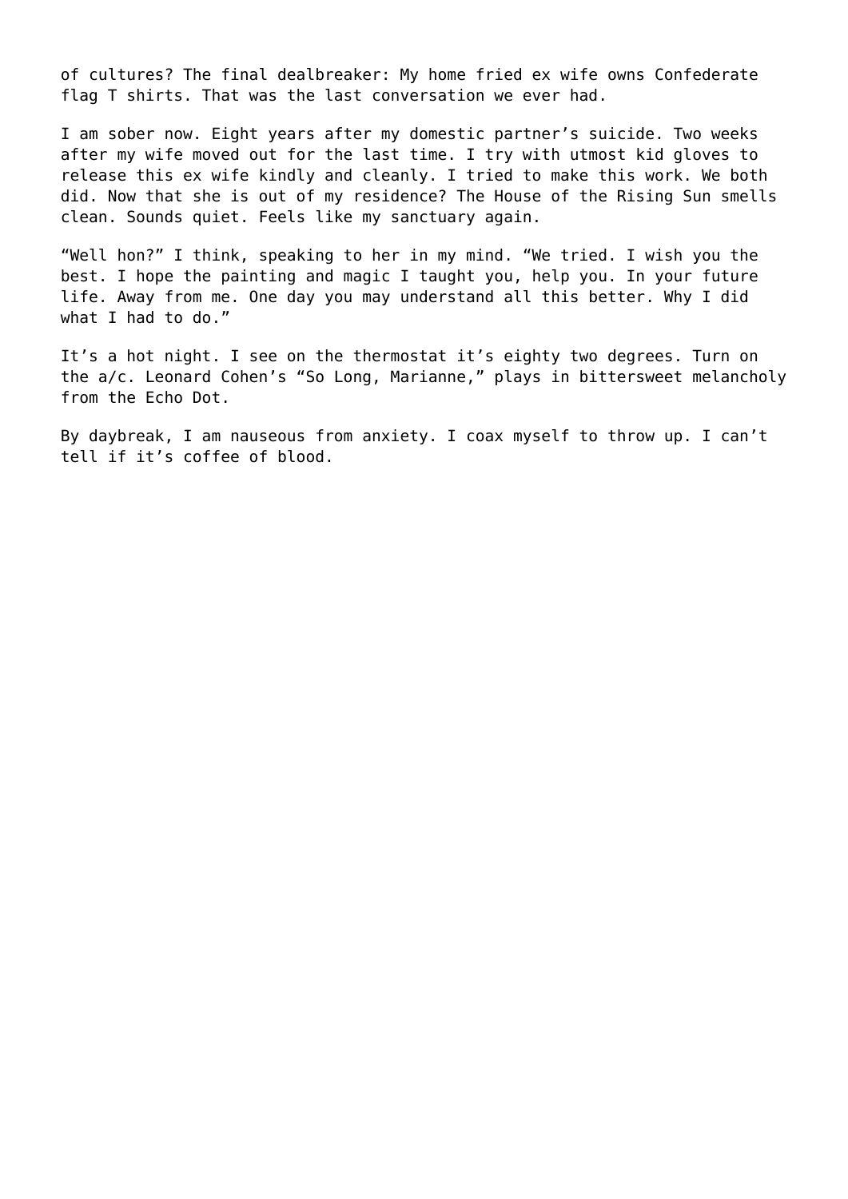of cultures? The final dealbreaker: My home fried ex wife owns Confederate flag T shirts. That was the last conversation we ever had.

I am sober now. Eight years after my domestic partner's suicide. Two weeks after my wife moved out for the last time. I try with utmost kid gloves to release this ex wife kindly and cleanly. I tried to make this work. We both did. Now that she is out of my residence? The House of the Rising Sun smells clean. Sounds quiet. Feels like my sanctuary again.

"Well hon?" I think, speaking to her in my mind. "We tried. I wish you the best. I hope the painting and magic I taught you, help you. In your future life. Away from me. One day you may understand all this better. Why I did what I had to do."

It's a hot night. I see on the thermostat it's eighty two degrees. Turn on the a/c. Leonard Cohen's "So Long, Marianne," plays in bittersweet melancholy from the Echo Dot.

By daybreak, I am nauseous from anxiety. I coax myself to throw up. I can't tell if it's coffee of blood.